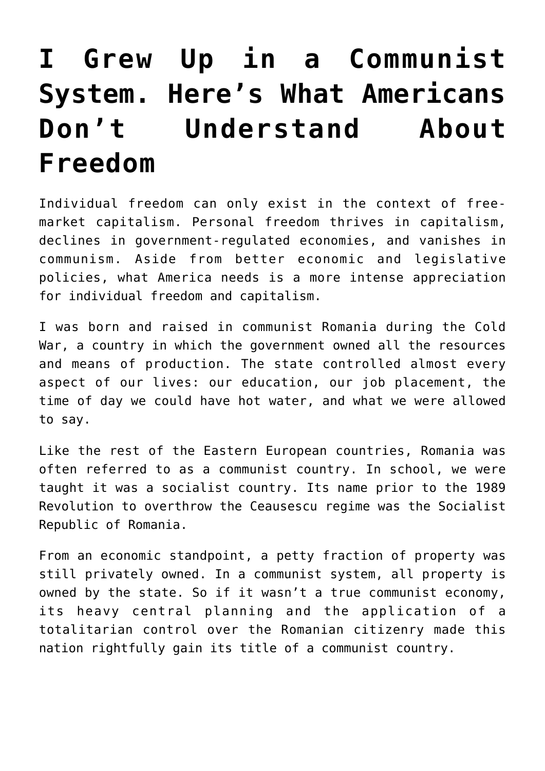# I Grew Up in a Communist System. Here's What Americans Don't Understand About Freedom

Individual freedom can only exist in the context of free-market capitalism. Personal freedom thrives in capitalism, declines in government-regulated economies, and vanishes in communism. Aside from better economic and legislative policies, what America needs is a more intense appreciation for individual freedom and capitalism.

I was born and raised in communist Romania during the Cold War, a country in which the government owned all the resources and means of production. The state controlled almost every aspect of our lives: our education, our job placement, the time of day we could have hot water, and what we were allowed to say.

Like the rest of the Eastern European countries, Romania was often referred to as a communist country. In school, we were taught it was a socialist country. Its name prior to the 1989 Revolution to overthrow the Ceausescu regime was the Socialist Republic of Romania.

From an economic standpoint, a petty fraction of property was still privately owned. In a communist system, all property is owned by the state. So if it wasn't a true communist economy, its heavy central planning and the application of a totalitarian control over the Romanian citizenry made this nation rightfully gain its title of a communist country.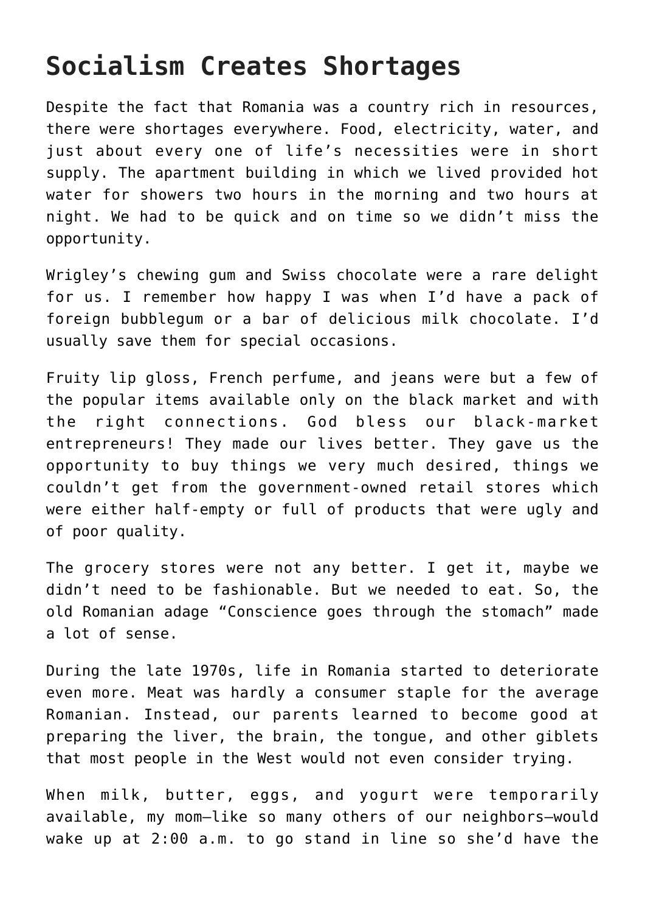# Socialism Creates Shortages

Despite the fact that Romania was a country rich in resources, there were shortages everywhere. Food, electricity, water, and just about every one of life's necessities were in short supply. The apartment building in which we lived provided hot water for showers two hours in the morning and two hours at night. We had to be quick and on time so we didn't miss the opportunity.

Wrigley's chewing gum and Swiss chocolate were a rare delight for us. I remember how happy I was when I'd have a pack of foreign bubblegum or a bar of delicious milk chocolate. I'd usually save them for special occasions.

Fruity lip gloss, French perfume, and jeans were but a few of the popular items available only on the black market and with the right connections. God bless our black-market entrepreneurs! They made our lives better. They gave us the opportunity to buy things we very much desired, things we couldn't get from the government-owned retail stores which were either half-empty or full of products that were ugly and of poor quality.

The grocery stores were not any better. I get it, maybe we didn't need to be fashionable. But we needed to eat. So, the old Romanian adage "Conscience goes through the stomach" made a lot of sense.

During the late 1970s, life in Romania started to deteriorate even more. Meat was hardly a consumer staple for the average Romanian. Instead, our parents learned to become good at preparing the liver, the brain, the tongue, and other giblets that most people in the West would not even consider trying.

When milk, butter, eggs, and yogurt were temporarily available, my mom—like so many others of our neighbors—would wake up at 2:00 a.m. to go stand in line so she'd have the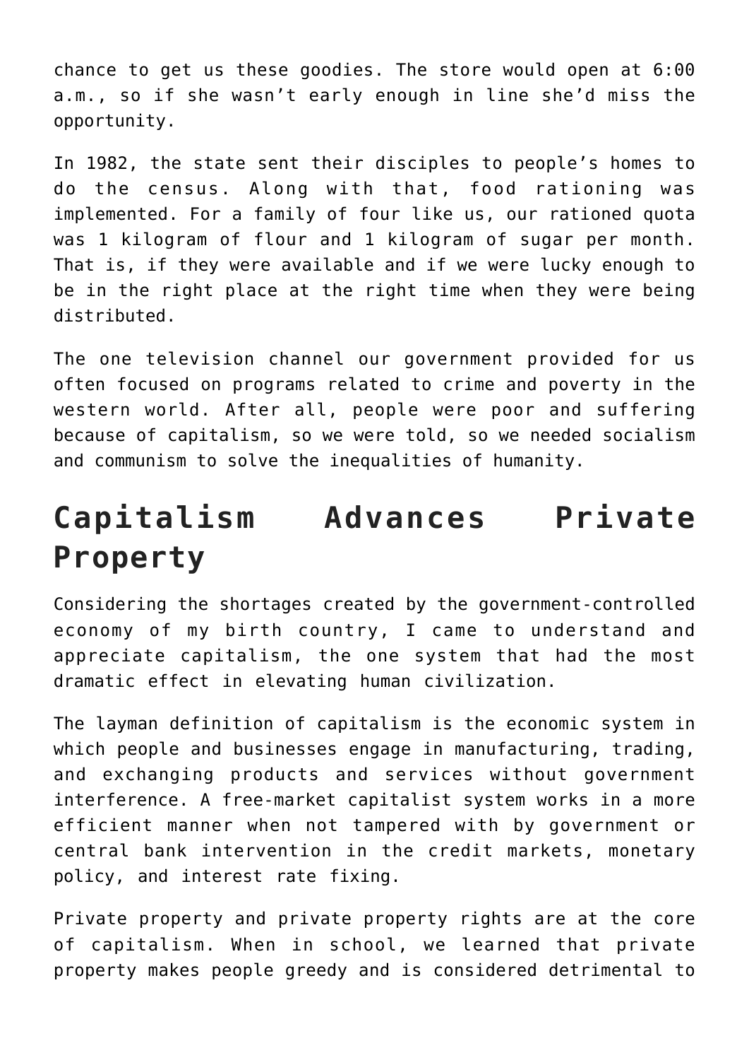chance to get us these goodies. The store would open at 6:00 a.m., so if she wasn't early enough in line she'd miss the opportunity.

In 1982, the state sent their disciples to people's homes to do the census. Along with that, food rationing was implemented. For a family of four like us, our rationed quota was 1 kilogram of flour and 1 kilogram of sugar per month. That is, if they were available and if we were lucky enough to be in the right place at the right time when they were being distributed.

The one television channel our government provided for us often focused on programs related to crime and poverty in the western world. After all, people were poor and suffering because of capitalism, so we were told, so we needed socialism and communism to solve the inequalities of humanity.

## Capitalism Advances Private Property

Considering the shortages created by the government-controlled economy of my birth country, I came to understand and appreciate capitalism, the one system that had the most dramatic effect in elevating human civilization.

The layman definition of capitalism is the economic system in which people and businesses engage in manufacturing, trading, and exchanging products and services without government interference. A free-market capitalist system works in a more efficient manner when not tampered with by government or central bank intervention in the credit markets, monetary policy, and interest rate fixing.

Private property and private property rights are at the core of capitalism. When in school, we learned that private property makes people greedy and is considered detrimental to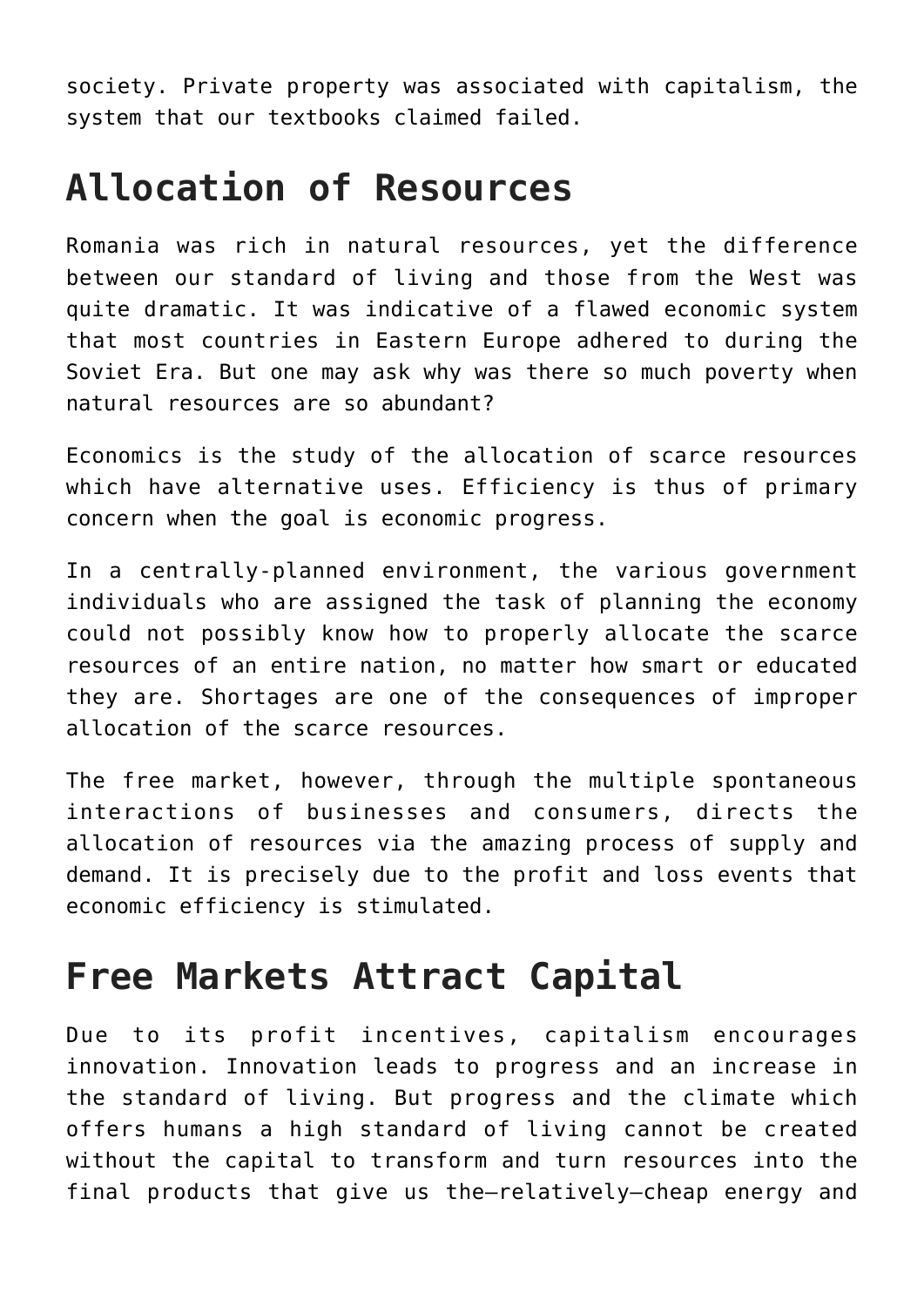society. Private property was associated with capitalism, the system that our textbooks claimed failed.

## Allocation of Resources

Romania was rich in natural resources, yet the difference between our standard of living and those from the West was quite dramatic. It was indicative of a flawed economic system that most countries in Eastern Europe adhered to during the Soviet Era. But one may ask why was there so much poverty when natural resources are so abundant?

Economics is the study of the allocation of scarce resources which have alternative uses. Efficiency is thus of primary concern when the goal is economic progress.

In a centrally-planned environment, the various government individuals who are assigned the task of planning the economy could not possibly know how to properly allocate the scarce resources of an entire nation, no matter how smart or educated they are. Shortages are one of the consequences of improper allocation of the scarce resources.

The free market, however, through the multiple spontaneous interactions of businesses and consumers, directs the allocation of resources via the amazing process of supply and demand. It is precisely due to the profit and loss events that economic efficiency is stimulated.

## Free Markets Attract Capital

Due to its profit incentives, capitalism encourages innovation. Innovation leads to progress and an increase in the standard of living. But progress and the climate which offers humans a high standard of living cannot be created without the capital to transform and turn resources into the final products that give us the—relatively—cheap energy and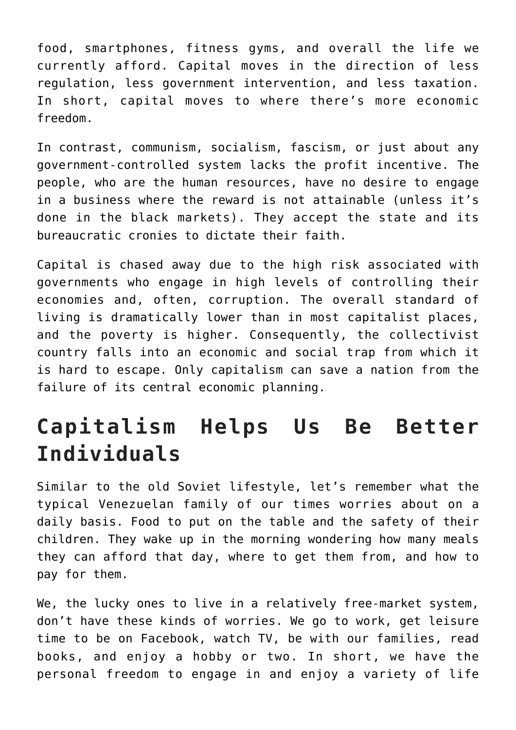food, smartphones, fitness gyms, and overall the life we currently afford. Capital moves in the direction of less regulation, less government intervention, and less taxation. In short, capital moves to where there's more economic freedom.

In contrast, communism, socialism, fascism, or just about any government-controlled system lacks the profit incentive. The people, who are the human resources, have no desire to engage in a business where the reward is not attainable (unless it's done in the black markets). They accept the state and its bureaucratic cronies to dictate their faith.

Capital is chased away due to the high risk associated with governments who engage in high levels of controlling their economies and, often, corruption. The overall standard of living is dramatically lower than in most capitalist places, and the poverty is higher. Consequently, the collectivist country falls into an economic and social trap from which it is hard to escape. Only capitalism can save a nation from the failure of its central economic planning.

## Capitalism Helps Us Be Better Individuals

Similar to the old Soviet lifestyle, let's remember what the typical Venezuelan family of our times worries about on a daily basis. Food to put on the table and the safety of their children. They wake up in the morning wondering how many meals they can afford that day, where to get them from, and how to pay for them.

We, the lucky ones to live in a relatively free-market system, don't have these kinds of worries. We go to work, get leisure time to be on Facebook, watch TV, be with our families, read books, and enjoy a hobby or two. In short, we have the personal freedom to engage in and enjoy a variety of life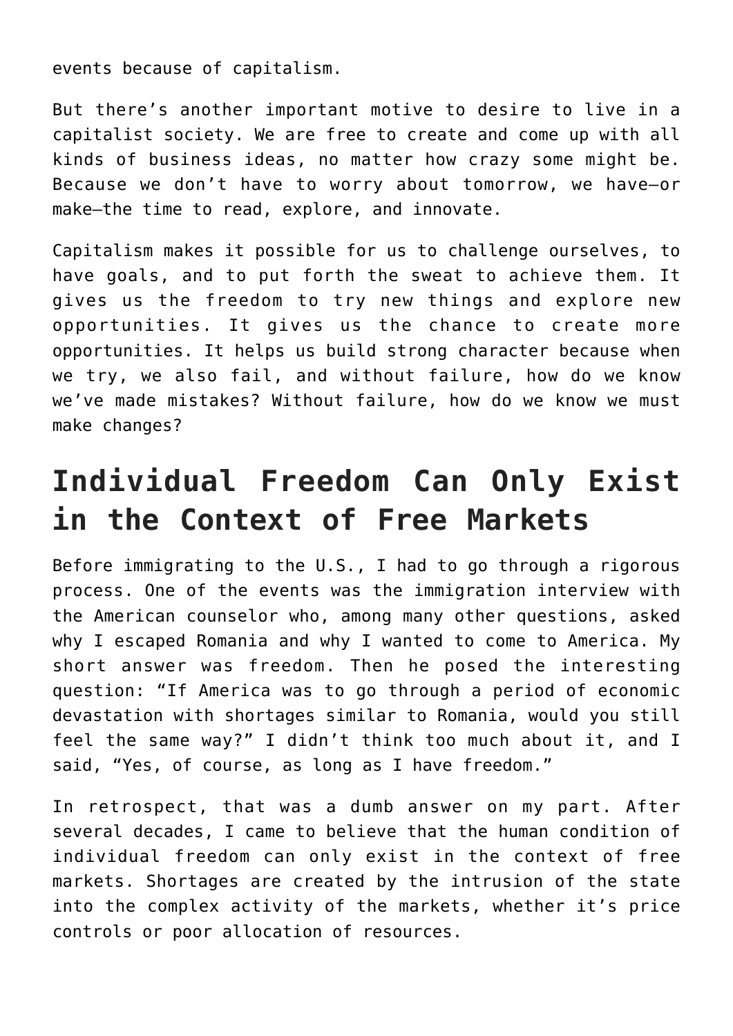events because of capitalism.

But there's another important motive to desire to live in a capitalist society. We are free to create and come up with all kinds of business ideas, no matter how crazy some might be. Because we don't have to worry about tomorrow, we have—or make—the time to read, explore, and innovate.

Capitalism makes it possible for us to challenge ourselves, to have goals, and to put forth the sweat to achieve them. It gives us the freedom to try new things and explore new opportunities. It gives us the chance to create more opportunities. It helps us build strong character because when we try, we also fail, and without failure, how do we know we've made mistakes? Without failure, how do we know we must make changes?

## Individual Freedom Can Only Exist in the Context of Free Markets

Before immigrating to the U.S., I had to go through a rigorous process. One of the events was the immigration interview with the American counselor who, among many other questions, asked why I escaped Romania and why I wanted to come to America. My short answer was freedom. Then he posed the interesting question: "If America was to go through a period of economic devastation with shortages similar to Romania, would you still feel the same way?" I didn't think too much about it, and I said, "Yes, of course, as long as I have freedom."

In retrospect, that was a dumb answer on my part. After several decades, I came to believe that the human condition of individual freedom can only exist in the context of free markets. Shortages are created by the intrusion of the state into the complex activity of the markets, whether it's price controls or poor allocation of resources.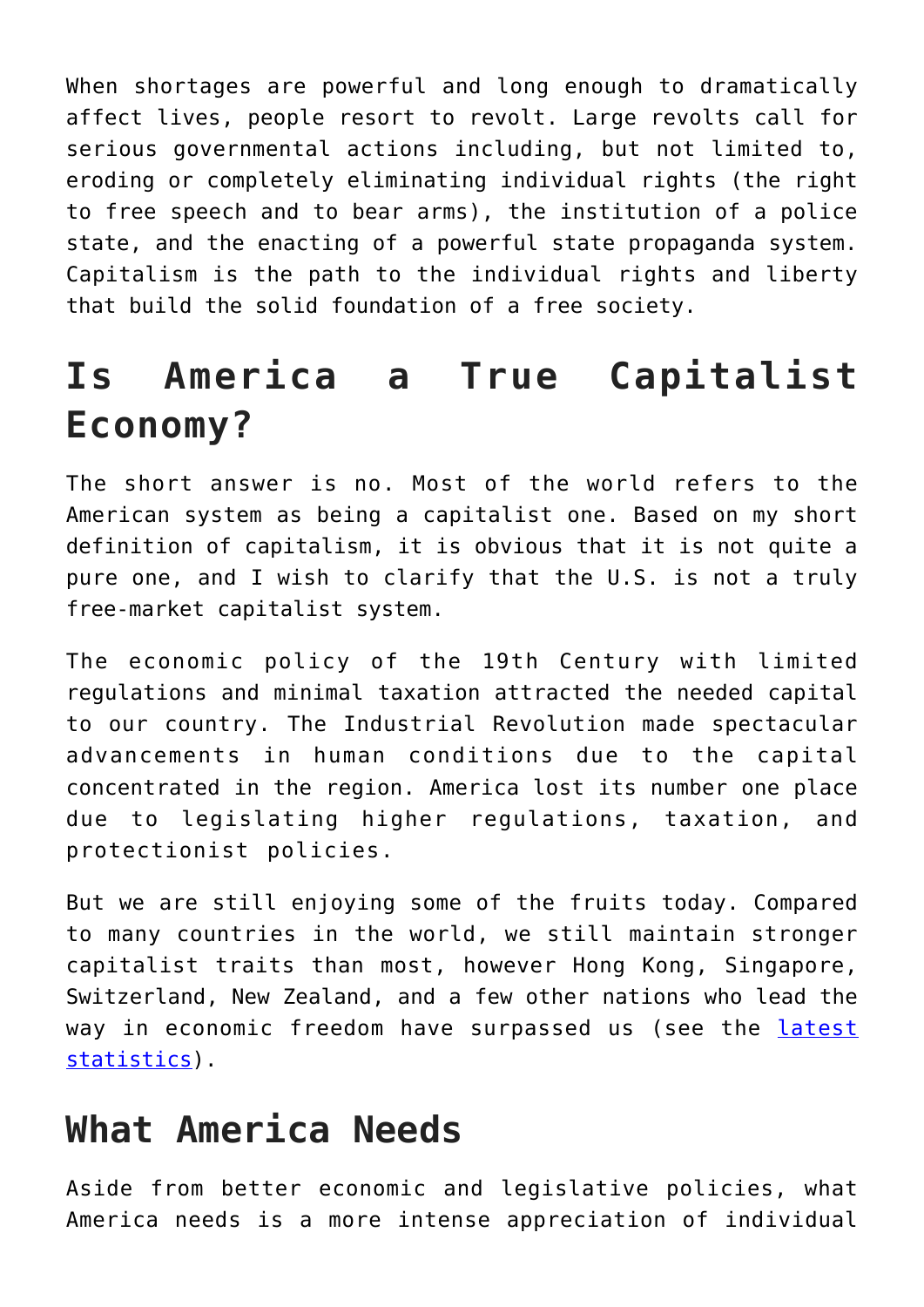When shortages are powerful and long enough to dramatically affect lives, people resort to revolt. Large revolts call for serious governmental actions including, but not limited to, eroding or completely eliminating individual rights (the right to free speech and to bear arms), the institution of a police state, and the enacting of a powerful state propaganda system. Capitalism is the path to the individual rights and liberty that build the solid foundation of a free society.

## Is America a True Capitalist Economy?

The short answer is no. Most of the world refers to the American system as being a capitalist one. Based on my short definition of capitalism, it is obvious that it is not quite a pure one, and I wish to clarify that the U.S. is not a truly free-market capitalist system.

The economic policy of the 19th Century with limited regulations and minimal taxation attracted the needed capital to our country. The Industrial Revolution made spectacular advancements in human conditions due to the capital concentrated in the region. America lost its number one place due to legislating higher regulations, taxation, and protectionist policies.

But we are still enjoying some of the fruits today. Compared to many countries in the world, we still maintain stronger capitalist traits than most, however Hong Kong, Singapore, Switzerland, New Zealand, and a few other nations who lead the way in economic freedom have surpassed us (see the latest statistics).

## What America Needs

Aside from better economic and legislative policies, what America needs is a more intense appreciation of individual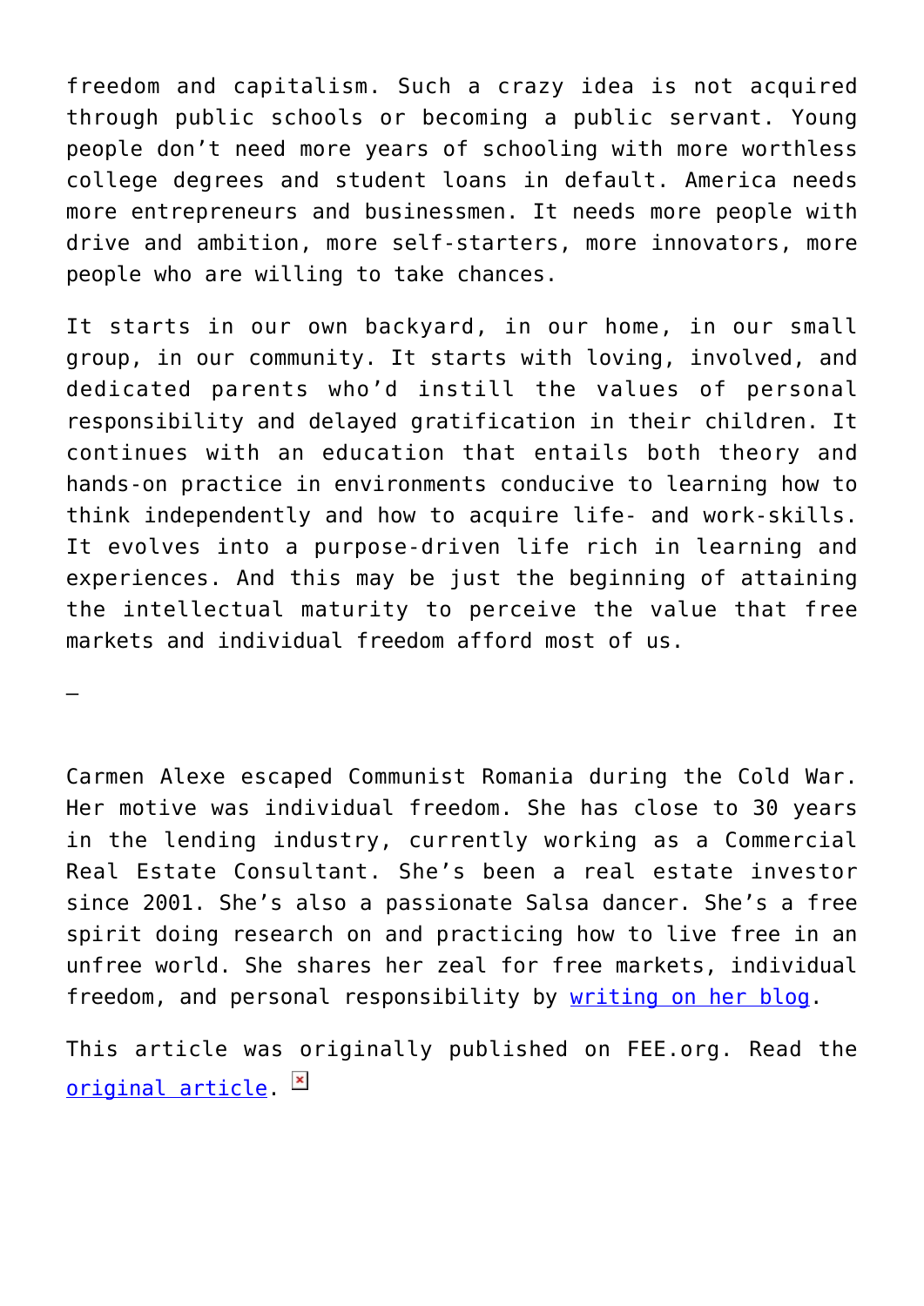freedom and capitalism. Such a crazy idea is not acquired through public schools or becoming a public servant. Young people don't need more years of schooling with more worthless college degrees and student loans in default. America needs more entrepreneurs and businessmen. It needs more people with drive and ambition, more self-starters, more innovators, more people who are willing to take chances.

It starts in our own backyard, in our home, in our small group, in our community. It starts with loving, involved, and dedicated parents who'd instill the values of personal responsibility and delayed gratification in their children. It continues with an education that entails both theory and hands-on practice in environments conducive to learning how to think independently and how to acquire life- and work-skills. It evolves into a purpose-driven life rich in learning and experiences. And this may be just the beginning of attaining the intellectual maturity to perceive the value that free markets and individual freedom afford most of us.

—

Carmen Alexe escaped Communist Romania during the Cold War. Her motive was individual freedom. She has close to 30 years in the lending industry, currently working as a Commercial Real Estate Consultant. She's been a real estate investor since 2001. She's also a passionate Salsa dancer. She's a free spirit doing research on and practicing how to live free in an unfree world. She shares her zeal for free markets, individual freedom, and personal responsibility by writing on her blog.

This article was originally published on FEE.org. Read the original article.